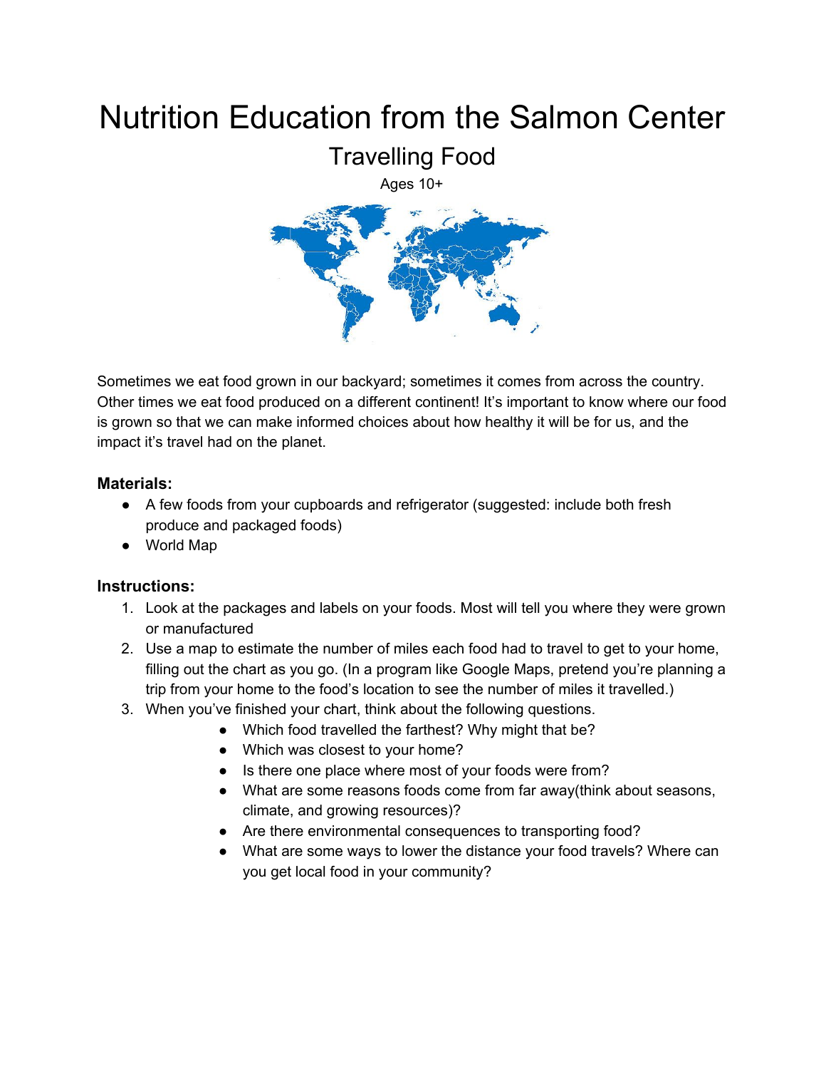# Nutrition Education from the Salmon Center

## Travelling Food

Ages 10+

Sometimes we eat food grown in our backyard; sometimes it comes from across the country. Other times we eat food produced on a different continent! It's important to know where our food is grown so that we can make informed choices about how healthy it will be for us, and the impact it's travel had on the planet.

**Materials:**

- A few foods from your cupboards and refrigerator (suggested: include both fresh produce and packaged foods)
- World Map

**Instructions:**

1. Look at the packages and labels on your foods. Most will tell you where they were grown or manufactured
2. Use a map to estimate the number of miles each food had to travel to get to your home, filling out the chart as you go. (In a program like Google Maps, pretend you're planning a trip from your home to the food's location to see the number of miles it travelled.)
3. When you've finished your chart, think about the following questions.
    - Which food travelled the farthest? Why might that be?
    - Which was closest to your home?
    - Is there one place where most of your foods were from?
    - What are some reasons foods come from far away(think about seasons, climate, and growing resources)?
    - Are there environmental consequences to transporting food?
    - What are some ways to lower the distance your food travels? Where can you get local food in your community?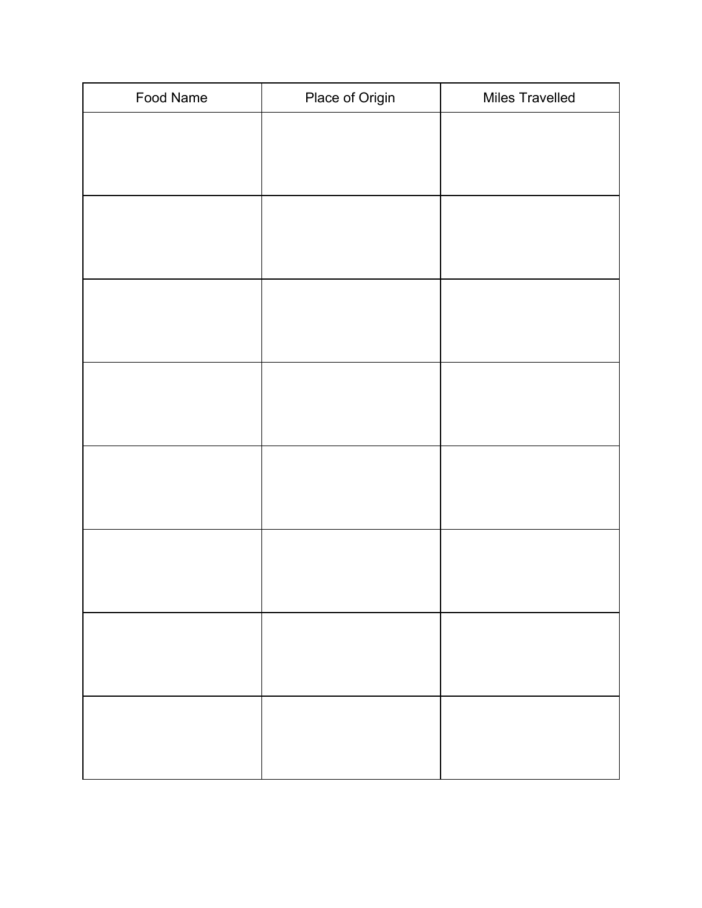| Food Name | Place of Origin | Miles Travelled |
|---|---|---|
| | | |
| | | |
| | | |
| | | |
| | | |
| | | |
| | | |
| | | |